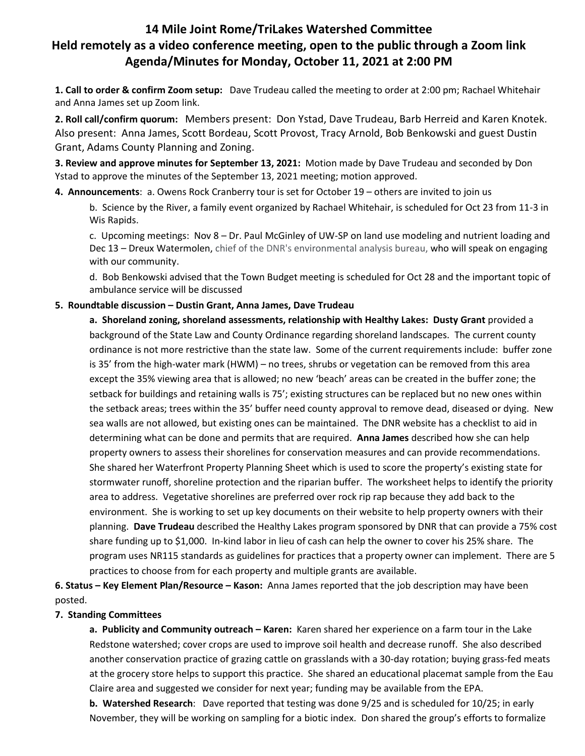# 14 Mile Joint Rome/TriLakes Watershed Committee
## Held remotely as a video conference meeting, open to the public through a Zoom link
## Agenda/Minutes for Monday, October 11, 2021 at 2:00 PM

**1. Call to order & confirm Zoom setup:** Dave Trudeau called the meeting to order at 2:00 pm; Rachael Whitehair and Anna James set up Zoom link.

**2. Roll call/confirm quorum:** Members present: Don Ystad, Dave Trudeau, Barb Herreid and Karen Knotek. Also present: Anna James, Scott Bordeau, Scott Provost, Tracy Arnold, Bob Benkowski and guest Dustin Grant, Adams County Planning and Zoning.

**3. Review and approve minutes for September 13, 2021:** Motion made by Dave Trudeau and seconded by Don Ystad to approve the minutes of the September 13, 2021 meeting; motion approved.

**4. Announcements**: a. Owens Rock Cranberry tour is set for October 19 – others are invited to join us

b. Science by the River, a family event organized by Rachael Whitehair, is scheduled for Oct 23 from 11-3 in Wis Rapids.

c. Upcoming meetings: Nov 8 – Dr. Paul McGinley of UW-SP on land use modeling and nutrient loading and Dec 13 – Dreux Watermolen, chief of the DNR's environmental analysis bureau, who will speak on engaging with our community.

d. Bob Benkowski advised that the Town Budget meeting is scheduled for Oct 28 and the important topic of ambulance service will be discussed

**5. Roundtable discussion – Dustin Grant, Anna James, Dave Trudeau**

**a. Shoreland zoning, shoreland assessments, relationship with Healthy Lakes: Dusty Grant** provided a background of the State Law and County Ordinance regarding shoreland landscapes. The current county ordinance is not more restrictive than the state law. Some of the current requirements include: buffer zone is 35' from the high-water mark (HWM) – no trees, shrubs or vegetation can be removed from this area except the 35% viewing area that is allowed; no new 'beach' areas can be created in the buffer zone; the setback for buildings and retaining walls is 75'; existing structures can be replaced but no new ones within the setback areas; trees within the 35' buffer need county approval to remove dead, diseased or dying. New sea walls are not allowed, but existing ones can be maintained. The DNR website has a checklist to aid in determining what can be done and permits that are required. **Anna James** described how she can help property owners to assess their shorelines for conservation measures and can provide recommendations. She shared her Waterfront Property Planning Sheet which is used to score the property's existing state for stormwater runoff, shoreline protection and the riparian buffer. The worksheet helps to identify the priority area to address. Vegetative shorelines are preferred over rock rip rap because they add back to the environment. She is working to set up key documents on their website to help property owners with their planning. **Dave Trudeau** described the Healthy Lakes program sponsored by DNR that can provide a 75% cost share funding up to $1,000. In-kind labor in lieu of cash can help the owner to cover his 25% share. The program uses NR115 standards as guidelines for practices that a property owner can implement. There are 5 practices to choose from for each property and multiple grants are available.

**6. Status – Key Element Plan/Resource – Kason:** Anna James reported that the job description may have been posted.

**7. Standing Committees**

**a. Publicity and Community outreach – Karen:** Karen shared her experience on a farm tour in the Lake Redstone watershed; cover crops are used to improve soil health and decrease runoff. She also described another conservation practice of grazing cattle on grasslands with a 30-day rotation; buying grass-fed meats at the grocery store helps to support this practice. She shared an educational placemat sample from the Eau Claire area and suggested we consider for next year; funding may be available from the EPA.

**b. Watershed Research**: Dave reported that testing was done 9/25 and is scheduled for 10/25; in early November, they will be working on sampling for a biotic index. Don shared the group's efforts to formalize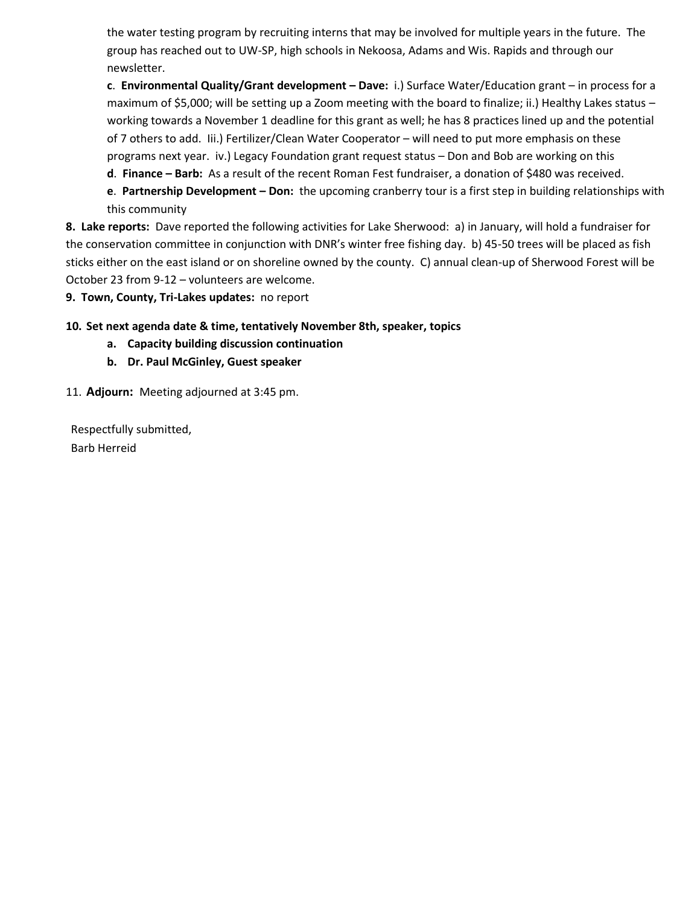the water testing program by recruiting interns that may be involved for multiple years in the future. The group has reached out to UW-SP, high schools in Nekoosa, Adams and Wis. Rapids and through our newsletter.

**c**. **Environmental Quality/Grant development – Dave:** i.) Surface Water/Education grant – in process for a maximum of $5,000; will be setting up a Zoom meeting with the board to finalize; ii.) Healthy Lakes status – working towards a November 1 deadline for this grant as well; he has 8 practices lined up and the potential of 7 others to add. Iii.) Fertilizer/Clean Water Cooperator – will need to put more emphasis on these programs next year. iv.) Legacy Foundation grant request status – Don and Bob are working on this

**d**. **Finance – Barb:** As a result of the recent Roman Fest fundraiser, a donation of $480 was received.

**e**. **Partnership Development – Don:** the upcoming cranberry tour is a first step in building relationships with this community

**8. Lake reports:** Dave reported the following activities for Lake Sherwood: a) in January, will hold a fundraiser for the conservation committee in conjunction with DNR's winter free fishing day. b) 45-50 trees will be placed as fish sticks either on the east island or on shoreline owned by the county. C) annual clean-up of Sherwood Forest will be October 23 from 9-12 – volunteers are welcome.

**9. Town, County, Tri-Lakes updates:** no report

**10. Set next agenda date & time, tentatively November 8th, speaker, topics**

- **a. Capacity building discussion continuation**
- **b. Dr. Paul McGinley, Guest speaker**

11. **Adjourn:** Meeting adjourned at 3:45 pm.

Respectfully submitted,
Barb Herreid